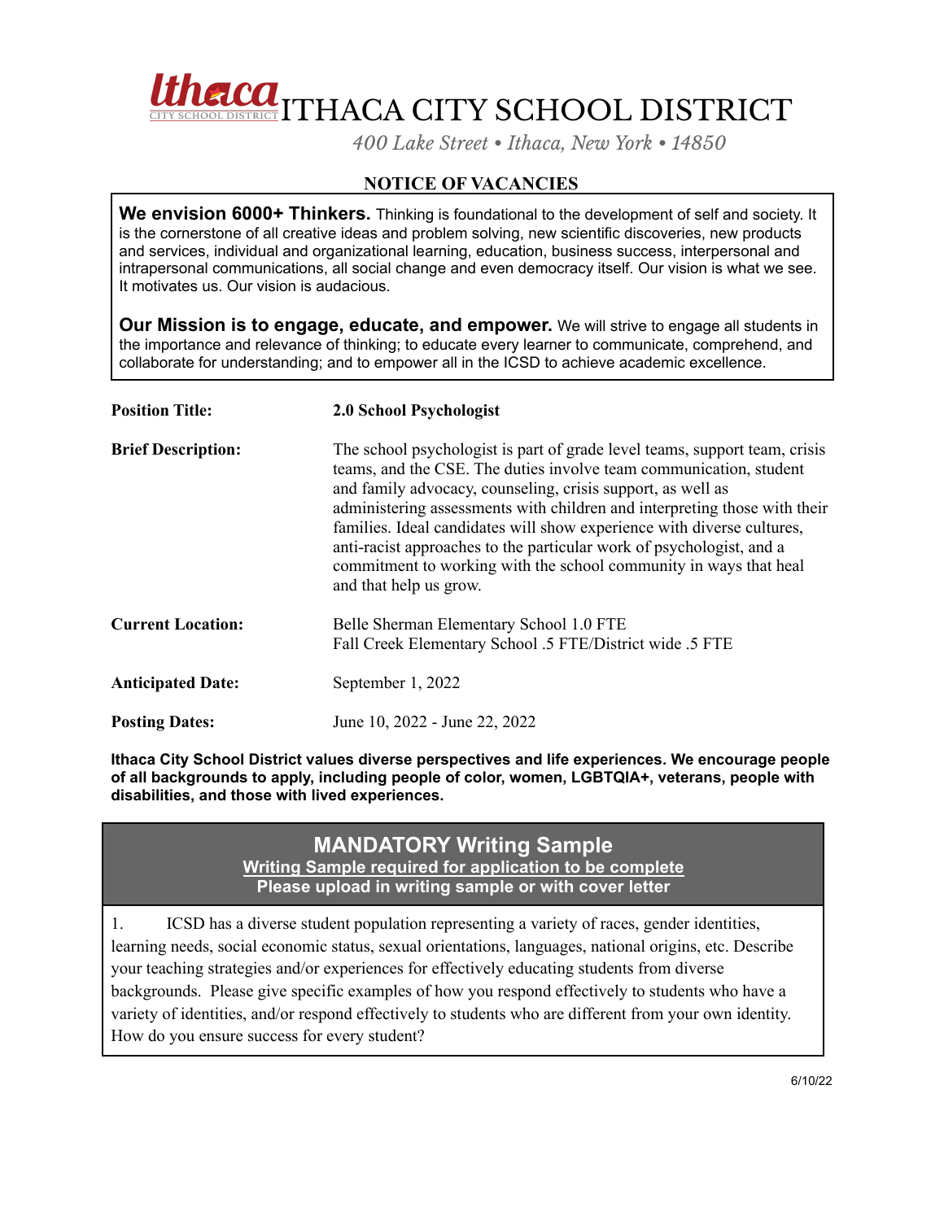# ITHACA CITY SCHOOL DISTRICT

*400 Lake Street • Ithaca, New York • 14850*

## NOTICE OF VACANCIES

**We envision 6000+ Thinkers.** Thinking is foundational to the development of self and society. It is the cornerstone of all creative ideas and problem solving, new scientific discoveries, new products and services, individual and organizational learning, education, business success, interpersonal and intrapersonal communications, all social change and even democracy itself. Our vision is what we see. It motivates us. Our vision is audacious.

**Our Mission is to engage, educate, and empower.** We will strive to engage all students in the importance and relevance of thinking; to educate every learner to communicate, comprehend, and collaborate for understanding; and to empower all in the ICSD to achieve academic excellence.

**Position Title:** **2.0 School Psychologist**

**Brief Description:** The school psychologist is part of grade level teams, support team, crisis teams, and the CSE. The duties involve team communication, student and family advocacy, counseling, crisis support, as well as administering assessments with children and interpreting those with their families. Ideal candidates will show experience with diverse cultures, anti-racist approaches to the particular work of psychologist, and a commitment to working with the school community in ways that heal and that help us grow.

**Current Location:** Belle Sherman Elementary School 1.0 FTE
Fall Creek Elementary School .5 FTE/District wide .5 FTE

**Anticipated Date:** September 1, 2022

**Posting Dates:** June 10, 2022 - June 22, 2022

**Ithaca City School District values diverse perspectives and life experiences. We encourage people of all backgrounds to apply, including people of color, women, LGBTQIA+, veterans, people with disabilities, and those with lived experiences.**

### MANDATORY Writing Sample

**Writing Sample required for application to be complete**

**Please upload in writing sample or with cover letter**

1. ICSD has a diverse student population representing a variety of races, gender identities, learning needs, social economic status, sexual orientations, languages, national origins, etc. Describe your teaching strategies and/or experiences for effectively educating students from diverse backgrounds. Please give specific examples of how you respond effectively to students who have a variety of identities, and/or respond effectively to students who are different from your own identity. How do you ensure success for every student?

6/10/22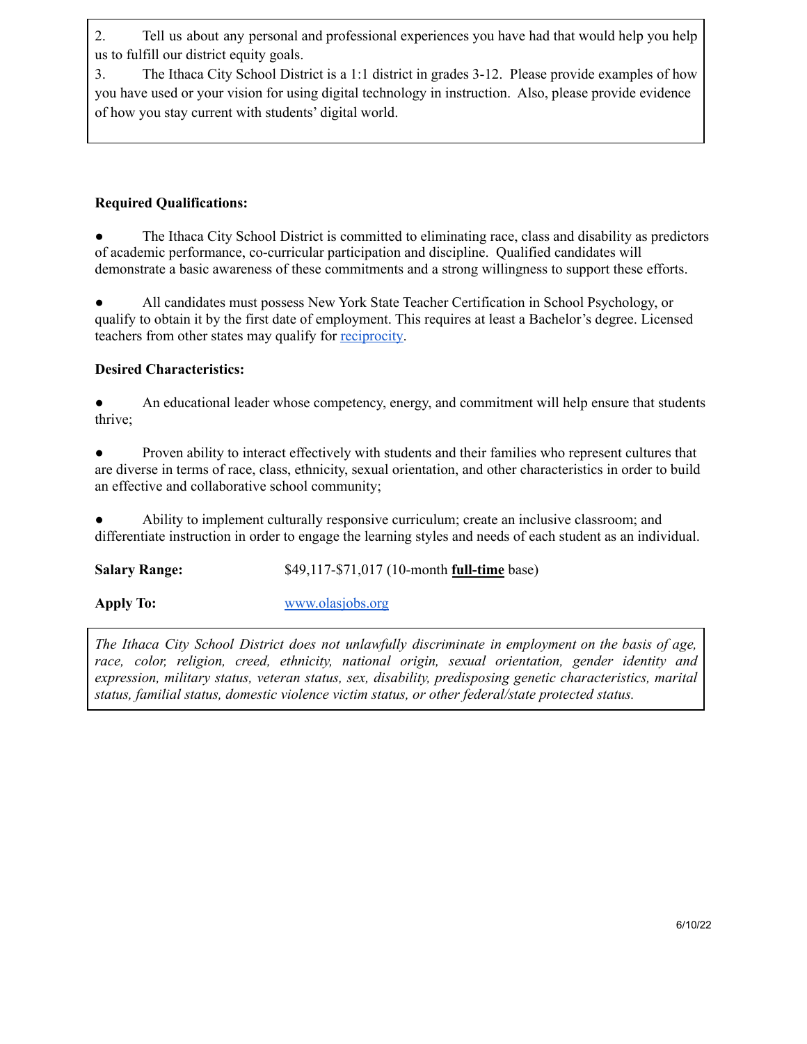2. Tell us about any personal and professional experiences you have had that would help you help us to fulfill our district equity goals.
3. The Ithaca City School District is a 1:1 district in grades 3-12. Please provide examples of how you have used or your vision for using digital technology in instruction. Also, please provide evidence of how you stay current with students' digital world.

**Required Qualifications:**

- The Ithaca City School District is committed to eliminating race, class and disability as predictors of academic performance, co-curricular participation and discipline. Qualified candidates will demonstrate a basic awareness of these commitments and a strong willingness to support these efforts.

- All candidates must possess New York State Teacher Certification in School Psychology, or qualify to obtain it by the first date of employment. This requires at least a Bachelor's degree. Licensed teachers from other states may qualify for reciprocity.

**Desired Characteristics:**

- An educational leader whose competency, energy, and commitment will help ensure that students thrive;

- Proven ability to interact effectively with students and their families who represent cultures that are diverse in terms of race, class, ethnicity, sexual orientation, and other characteristics in order to build an effective and collaborative school community;

- Ability to implement culturally responsive curriculum; create an inclusive classroom; and differentiate instruction in order to engage the learning styles and needs of each student as an individual.

**Salary Range:** $49,117-$71,017 (10-month **full-time** base)

**Apply To:** www.olasjobs.org

*The Ithaca City School District does not unlawfully discriminate in employment on the basis of age, race, color, religion, creed, ethnicity, national origin, sexual orientation, gender identity and expression, military status, veteran status, sex, disability, predisposing genetic characteristics, marital status, familial status, domestic violence victim status, or other federal/state protected status.*

6/10/22